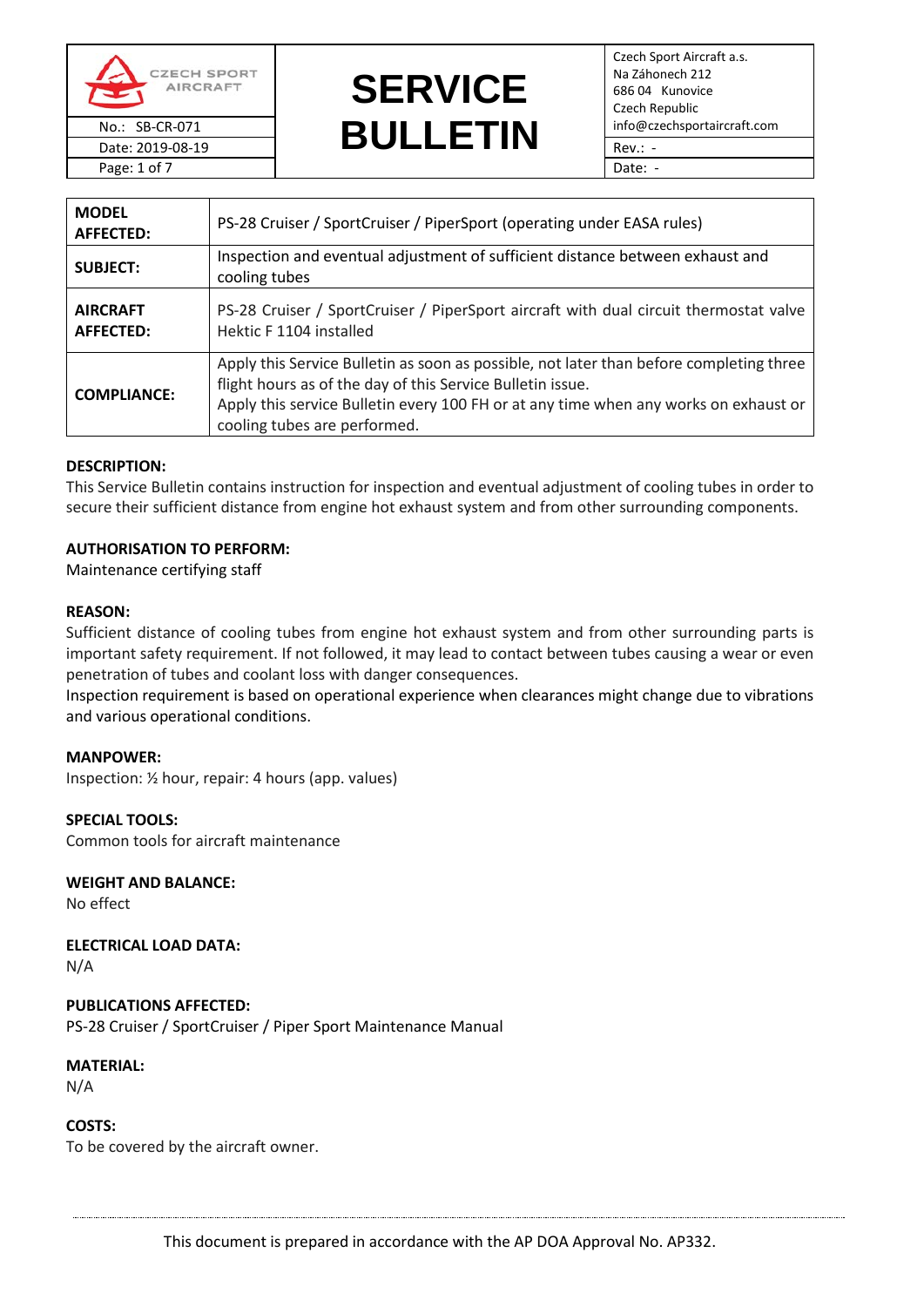| CZECH SPORT AIRCRAFT | SERVICE BULLETIN | Czech Sport Aircraft a.s.<br>Na Záhonech 212<br>686 04 Kunovice<br>Czech Republic<br>info@czechsportaircraft.com |
|---|---|---|
| No.: SB-CR-071 | | Rev.: - |
| Date: 2019-08-19 | | Date: - |

| | |
|---|---|
| **MODEL AFFECTED:** | PS-28 Cruiser / SportCruiser / PiperSport (operating under EASA rules) |
| **SUBJECT:** | Inspection and eventual adjustment of sufficient distance between exhaust and cooling tubes |
| **AIRCRAFT AFFECTED:** | PS-28 Cruiser / SportCruiser / PiperSport aircraft with dual circuit thermostat valve Hektic F 1104 installed |
| **COMPLIANCE:** | Apply this Service Bulletin as soon as possible, not later than before completing three flight hours as of the day of this Service Bulletin issue.<br>Apply this service Bulletin every 100 FH or at any time when any works on exhaust or cooling tubes are performed. |

**DESCRIPTION:**
This Service Bulletin contains instruction for inspection and eventual adjustment of cooling tubes in order to secure their sufficient distance from engine hot exhaust system and from other surrounding components.

**AUTHORISATION TO PERFORM:**
Maintenance certifying staff

**REASON:**
Sufficient distance of cooling tubes from engine hot exhaust system and from other surrounding parts is important safety requirement. If not followed, it may lead to contact between tubes causing a wear or even penetration of tubes and coolant loss with danger consequences.
Inspection requirement is based on operational experience when clearances might change due to vibrations and various operational conditions.

**MANPOWER:**
Inspection: ½ hour, repair: 4 hours (app. values)

**SPECIAL TOOLS:**
Common tools for aircraft maintenance

**WEIGHT AND BALANCE:**
No effect

**ELECTRICAL LOAD DATA:**
N/A

**PUBLICATIONS AFFECTED:**
PS-28 Cruiser / SportCruiser / Piper Sport Maintenance Manual

**MATERIAL:**
N/A

**COSTS:**
To be covered by the aircraft owner.

This document is prepared in accordance with the AP DOA Approval No. AP332.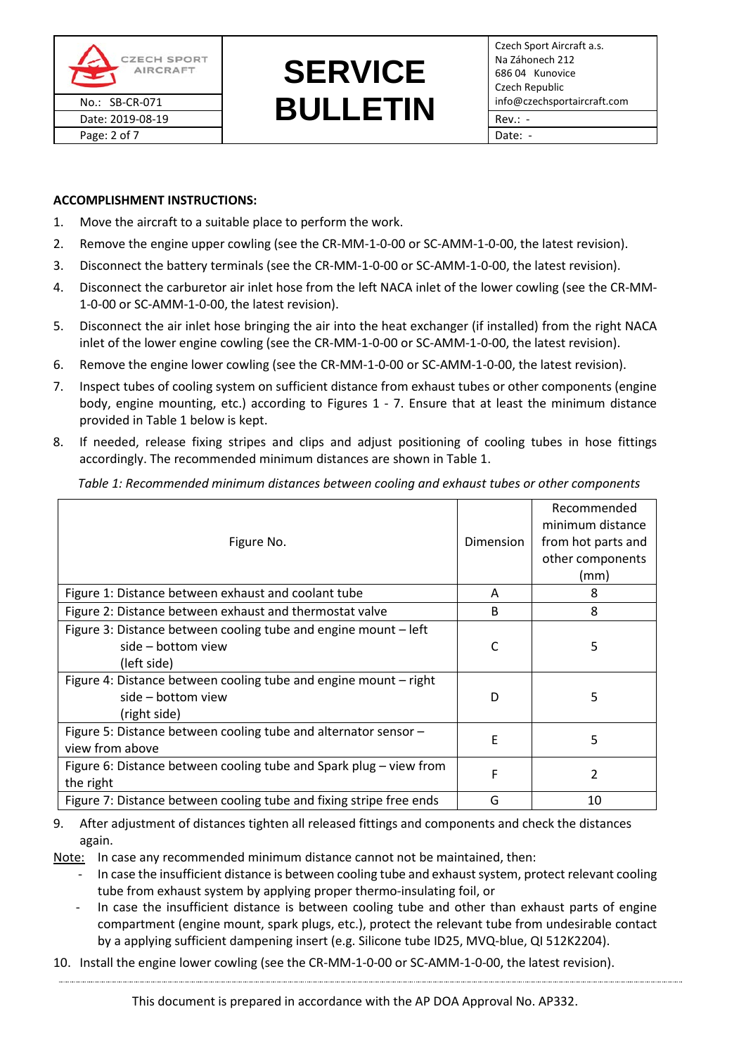**ACCOMPLISHMENT INSTRUCTIONS:**

1. Move the aircraft to a suitable place to perform the work.
2. Remove the engine upper cowling (see the CR-MM-1-0-00 or SC-AMM-1-0-00, the latest revision).
3. Disconnect the battery terminals (see the CR-MM-1-0-00 or SC-AMM-1-0-00, the latest revision).
4. Disconnect the carburetor air inlet hose from the left NACA inlet of the lower cowling (see the CR-MM-1-0-00 or SC-AMM-1-0-00, the latest revision).
5. Disconnect the air inlet hose bringing the air into the heat exchanger (if installed) from the right NACA inlet of the lower engine cowling (see the CR-MM-1-0-00 or SC-AMM-1-0-00, the latest revision).
6. Remove the engine lower cowling (see the CR-MM-1-0-00 or SC-AMM-1-0-00, the latest revision).
7. Inspect tubes of cooling system on sufficient distance from exhaust tubes or other components (engine body, engine mounting, etc.) according to Figures 1 - 7. Ensure that at least the minimum distance provided in Table 1 below is kept.
8. If needed, release fixing stripes and clips and adjust positioning of cooling tubes in hose fittings accordingly. The recommended minimum distances are shown in Table 1.

*Table 1: Recommended minimum distances between cooling and exhaust tubes or other components*

| Figure No. | Dimension | Recommended minimum distance from hot parts and other components (mm) |
|---|---|---|
| Figure 1: Distance between exhaust and coolant tube | A | 8 |
| Figure 2: Distance between exhaust and thermostat valve | B | 8 |
| Figure 3: Distance between cooling tube and engine mount – left side – bottom view (left side) | C | 5 |
| Figure 4: Distance between cooling tube and engine mount – right side – bottom view (right side) | D | 5 |
| Figure 5: Distance between cooling tube and alternator sensor – view from above | E | 5 |
| Figure 6: Distance between cooling tube and Spark plug – view from the right | F | 2 |
| Figure 7: Distance between cooling tube and fixing stripe free ends | G | 10 |

9. After adjustment of distances tighten all released fittings and components and check the distances again.

Note: In case any recommended minimum distance cannot not be maintained, then:

- In case the insufficient distance is between cooling tube and exhaust system, protect relevant cooling tube from exhaust system by applying proper thermo-insulating foil, or
- In case the insufficient distance is between cooling tube and other than exhaust parts of engine compartment (engine mount, spark plugs, etc.), protect the relevant tube from undesirable contact by a applying sufficient dampening insert (e.g. Silicone tube ID25, MVQ-blue, QI 512K2204).

10. Install the engine lower cowling (see the CR-MM-1-0-00 or SC-AMM-1-0-00, the latest revision).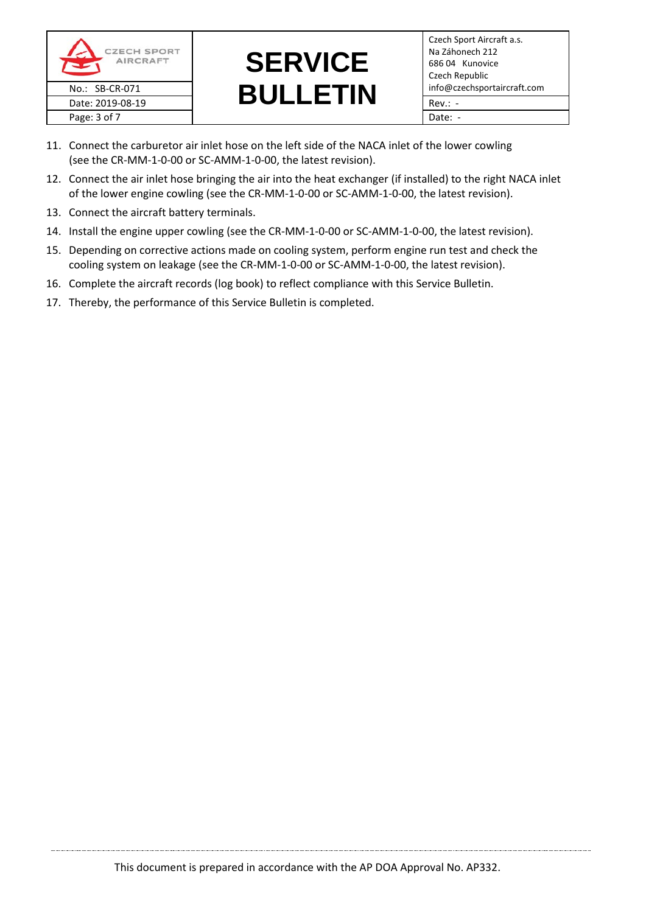11. Connect the carburetor air inlet hose on the left side of the NACA inlet of the lower cowling (see the CR-MM-1-0-00 or SC-AMM-1-0-00, the latest revision).
12. Connect the air inlet hose bringing the air into the heat exchanger (if installed) to the right NACA inlet of the lower engine cowling (see the CR-MM-1-0-00 or SC-AMM-1-0-00, the latest revision).
13. Connect the aircraft battery terminals.
14. Install the engine upper cowling (see the CR-MM-1-0-00 or SC-AMM-1-0-00, the latest revision).
15. Depending on corrective actions made on cooling system, perform engine run test and check the cooling system on leakage (see the CR-MM-1-0-00 or SC-AMM-1-0-00, the latest revision).
16. Complete the aircraft records (log book) to reflect compliance with this Service Bulletin.
17. Thereby, the performance of this Service Bulletin is completed.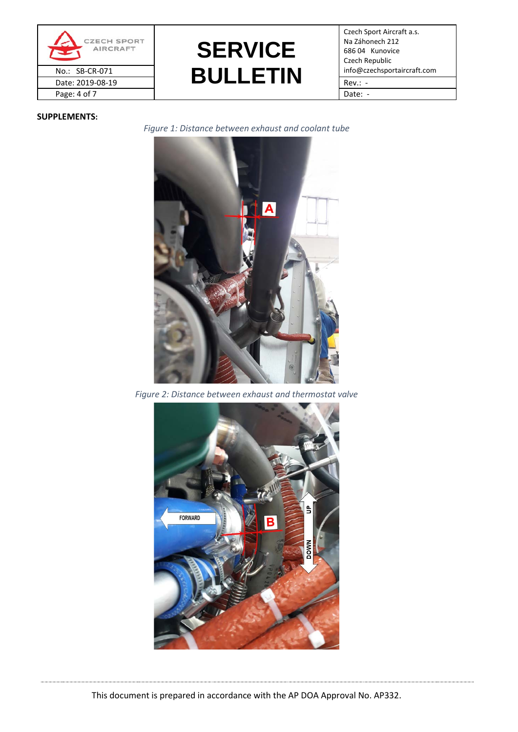**SUPPLEMENTS:**

*Figure 1: Distance between exhaust and coolant tube*

*Figure 2: Distance between exhaust and thermostat valve*

This document is prepared in accordance with the AP DOA Approval No. AP332.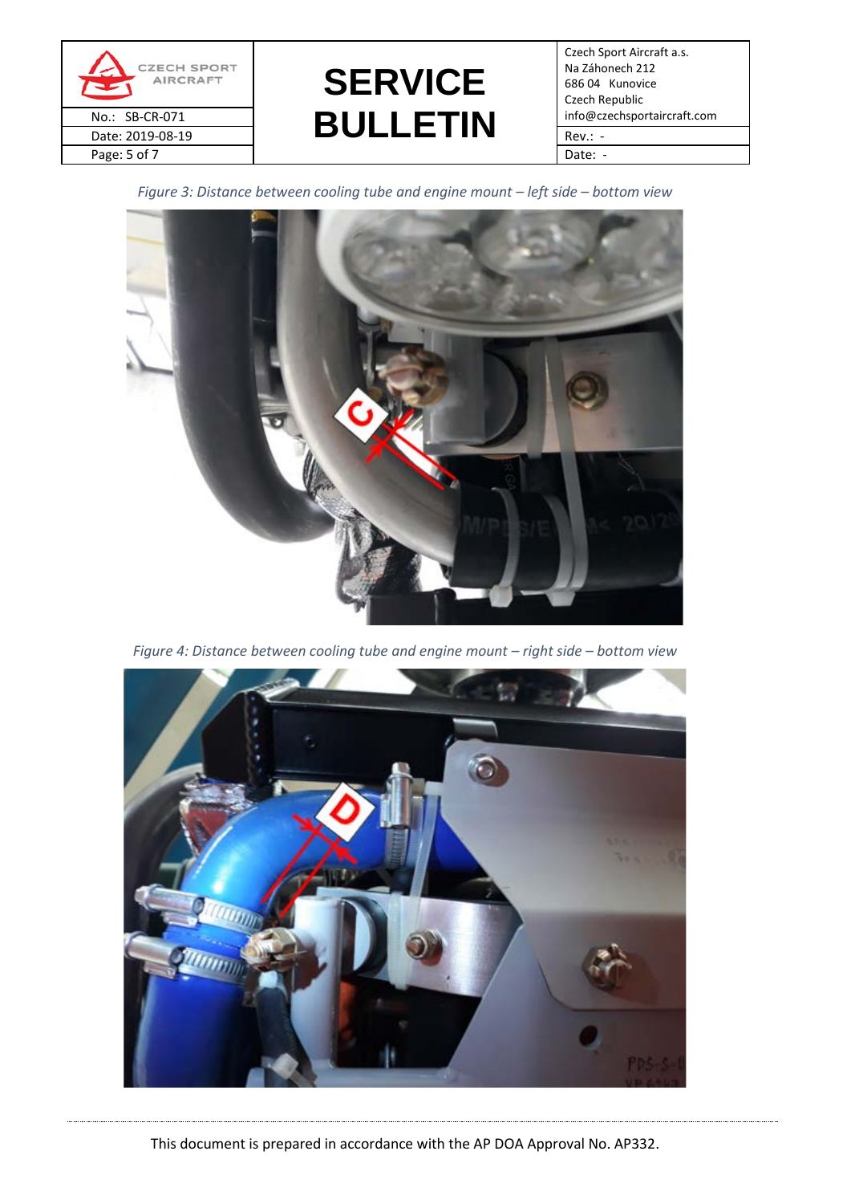*Figure 3: Distance between cooling tube and engine mount – left side – bottom view*

*Figure 4: Distance between cooling tube and engine mount – right side – bottom view*

This document is prepared in accordance with the AP DOA Approval No. AP332.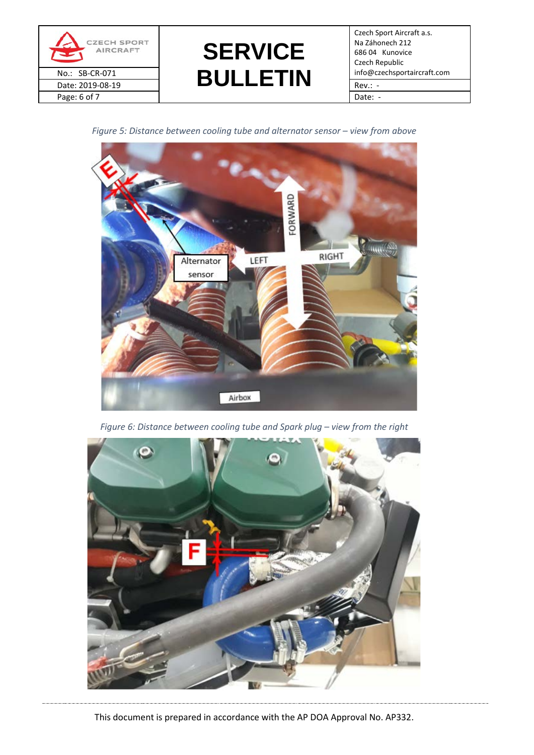*Figure 5: Distance between cooling tube and alternator sensor – view from above*

*Figure 6: Distance between cooling tube and Spark plug – view from the right*

This document is prepared in accordance with the AP DOA Approval No. AP332.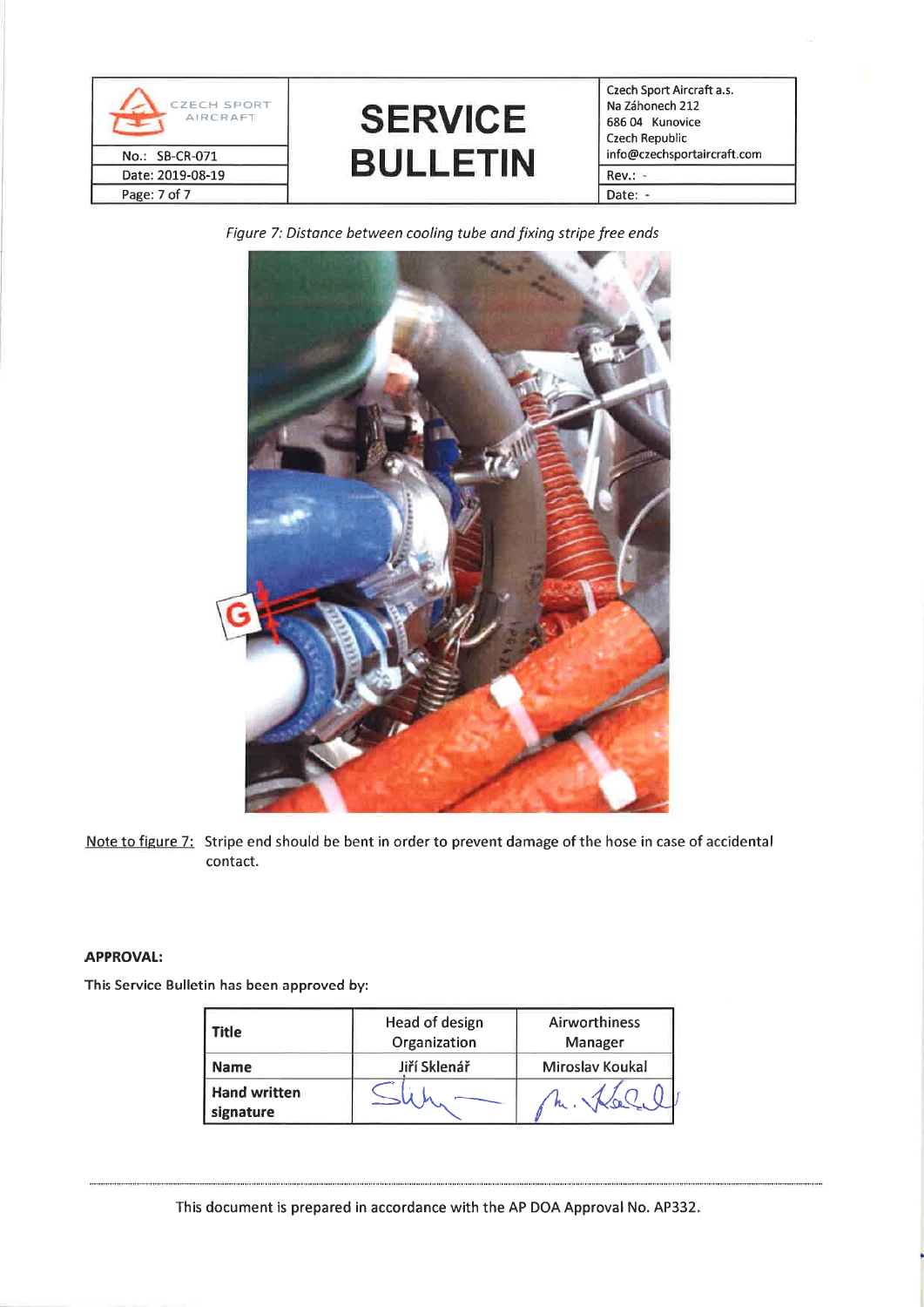*Figure 7: Distance between cooling tube and fixing stripe free ends*

G

Note to figure 7: Stripe end should be bent in order to prevent damage of the hose in case of accidental contact.

**APPROVAL:**

This Service Bulletin has been approved by:

| Title | Head of design Organization | Airworthiness Manager |
|---|---|---|
| **Name** | Jiří Sklenář | Miroslav Koukal |
| **Hand written signature** | *(signature)* | *(signature)* |

This document is prepared in accordance with the AP DOA Approval No. AP332.